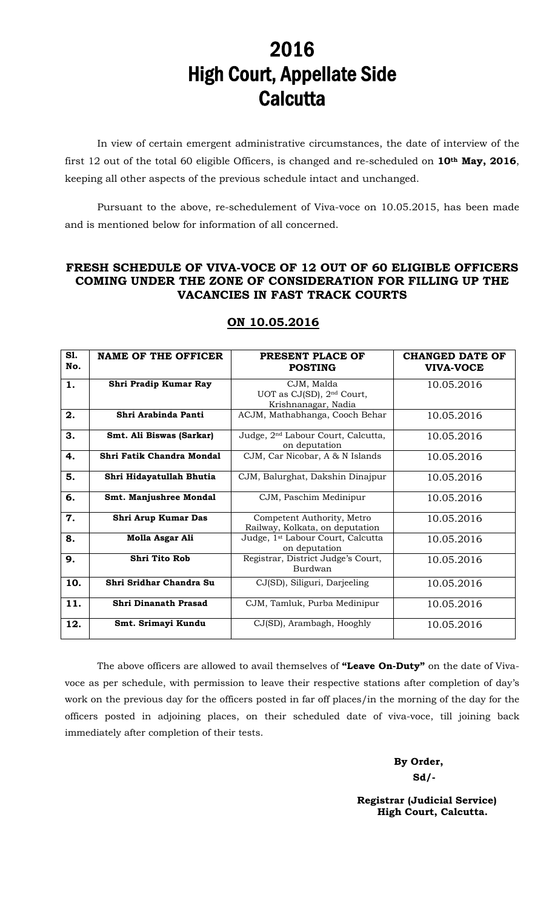# 2016
# High Court, Appellate Side
# Calcutta

In view of certain emergent administrative circumstances, the date of interview of the first 12 out of the total 60 eligible Officers, is changed and re-scheduled on **10th May, 2016**, keeping all other aspects of the previous schedule intact and unchanged.

Pursuant to the above, re-schedulement of Viva-voce on 10.05.2015, has been made and is mentioned below for information of all concerned.

### FRESH SCHEDULE OF VIVA-VOCE OF 12 OUT OF 60 ELIGIBLE OFFICERS COMING UNDER THE ZONE OF CONSIDERATION FOR FILLING UP THE VACANCIES IN FAST TRACK COURTS

### ON 10.05.2016

| Sl. No. | NAME OF THE OFFICER | PRESENT PLACE OF POSTING | CHANGED DATE OF VIVA-VOCE |
|---|---|---|---|
| 1. | Shri Pradip Kumar Ray | CJM, Malda UOT as CJ(SD), 2nd Court, Krishnanagar, Nadia | 10.05.2016 |
| 2. | Shri Arabinda Panti | ACJM, Mathabhanga, Cooch Behar | 10.05.2016 |
| 3. | Smt. Ali Biswas (Sarkar) | Judge, 2nd Labour Court, Calcutta, on deputation | 10.05.2016 |
| 4. | Shri Fatik Chandra Mondal | CJM, Car Nicobar, A & N Islands | 10.05.2016 |
| 5. | Shri Hidayatullah Bhutia | CJM, Balurghat, Dakshin Dinajpur | 10.05.2016 |
| 6. | Smt. Manjushree Mondal | CJM, Paschim Medinipur | 10.05.2016 |
| 7. | Shri Arup Kumar Das | Competent Authority, Metro Railway, Kolkata, on deputation | 10.05.2016 |
| 8. | Molla Asgar Ali | Judge, 1st Labour Court, Calcutta on deputation | 10.05.2016 |
| 9. | Shri Tito Rob | Registrar, District Judge's Court, Burdwan | 10.05.2016 |
| 10. | Shri Sridhar Chandra Su | CJ(SD), Siliguri, Darjeeling | 10.05.2016 |
| 11. | Shri Dinanath Prasad | CJM, Tamluk, Purba Medinipur | 10.05.2016 |
| 12. | Smt. Srimayi Kundu | CJ(SD), Arambagh, Hooghly | 10.05.2016 |

The above officers are allowed to avail themselves of **"Leave On-Duty"** on the date of Viva-voce as per schedule, with permission to leave their respective stations after completion of day's work on the previous day for the officers posted in far off places/in the morning of the day for the officers posted in adjoining places, on their scheduled date of viva-voce, till joining back immediately after completion of their tests.

**By Order,**
**Sd/-**

**Registrar (Judicial Service)**
**High Court, Calcutta.**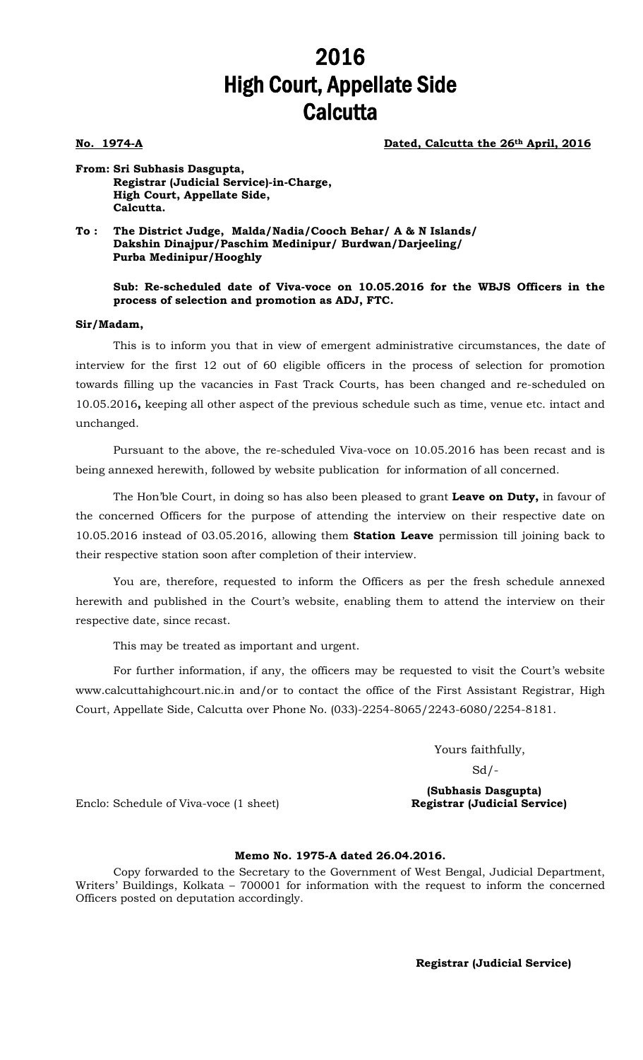# 2016
# High Court, Appellate Side
# Calcutta

**No. 1974-A** **Dated, Calcutta the 26th April, 2016**

**From: Sri Subhasis Dasgupta,**
**Registrar (Judicial Service)-in-Charge,**
**High Court, Appellate Side,**
**Calcutta.**

**To : The District Judge, Malda/Nadia/Cooch Behar/ A & N Islands/ Dakshin Dinajpur/Paschim Medinipur/ Burdwan/Darjeeling/ Purba Medinipur/Hooghly**

**Sub: Re-scheduled date of Viva-voce on 10.05.2016 for the WBJS Officers in the process of selection and promotion as ADJ, FTC.**

**Sir/Madam,**

This is to inform you that in view of emergent administrative circumstances, the date of interview for the first 12 out of 60 eligible officers in the process of selection for promotion towards filling up the vacancies in Fast Track Courts, has been changed and re-scheduled on 10.05.2016**,** keeping all other aspect of the previous schedule such as time, venue etc. intact and unchanged.

Pursuant to the above, the re-scheduled Viva-voce on 10.05.2016 has been recast and is being annexed herewith, followed by website publication for information of all concerned.

The Hon'ble Court, in doing so has also been pleased to grant **Leave on Duty,** in favour of the concerned Officers for the purpose of attending the interview on their respective date on 10.05.2016 instead of 03.05.2016, allowing them **Station Leave** permission till joining back to their respective station soon after completion of their interview.

You are, therefore, requested to inform the Officers as per the fresh schedule annexed herewith and published in the Court's website, enabling them to attend the interview on their respective date, since recast.

This may be treated as important and urgent.

For further information, if any, the officers may be requested to visit the Court's website www.calcuttahighcourt.nic.in and/or to contact the office of the First Assistant Registrar, High Court, Appellate Side, Calcutta over Phone No. (033)-2254-8065/2243-6080/2254-8181.

Yours faithfully,

Sd/-

**(Subhasis Dasgupta)**
**Registrar (Judicial Service)**

Enclo: Schedule of Viva-voce (1 sheet)

**Memo No. 1975-A dated 26.04.2016.**

Copy forwarded to the Secretary to the Government of West Bengal, Judicial Department, Writers' Buildings, Kolkata – 700001 for information with the request to inform the concerned Officers posted on deputation accordingly.

**Registrar (Judicial Service)**